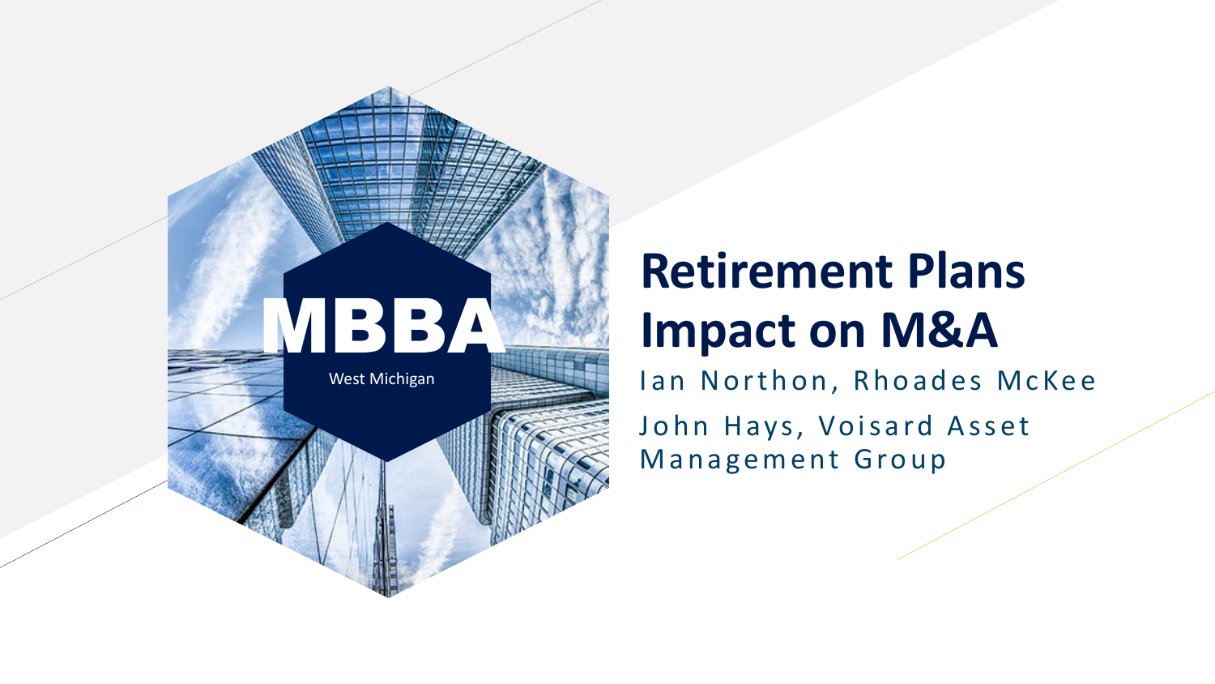MBBA

West Michigan

# Retirement Plans Impact on M&A

Ian Northon, Rhoades McKee

John Hays, Voisard Asset Management Group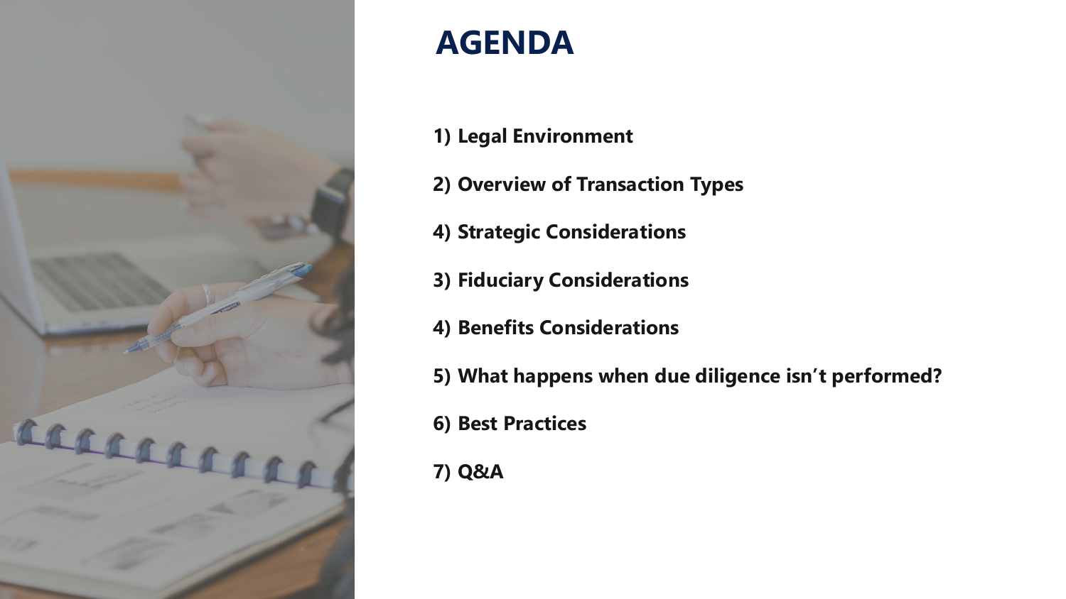# AGENDA

1) Legal Environment

2) Overview of Transaction Types

4) Strategic Considerations

3) Fiduciary Considerations

4) Benefits Considerations

5) What happens when due diligence isn't performed?

6) Best Practices

7) Q&A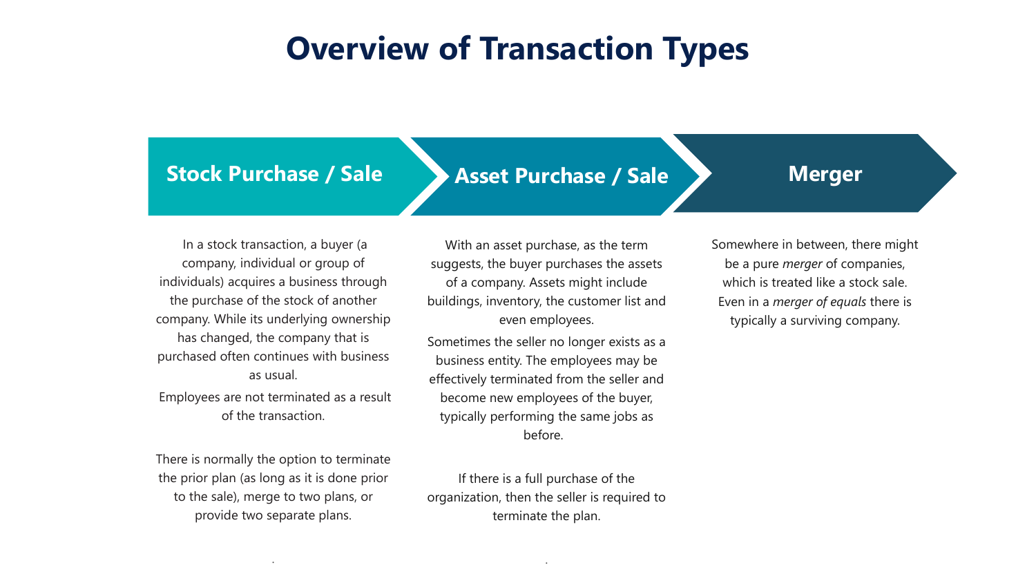# Overview of Transaction Types

## Stock Purchase / Sale

In a stock transaction, a buyer (a company, individual or group of individuals) acquires a business through the purchase of the stock of another company. While its underlying ownership has changed, the company that is purchased often continues with business as usual.

Employees are not terminated as a result of the transaction.

There is normally the option to terminate the prior plan (as long as it is done prior to the sale), merge to two plans, or provide two separate plans.

## Asset Purchase / Sale

With an asset purchase, as the term suggests, the buyer purchases the assets of a company. Assets might include buildings, inventory, the customer list and even employees.

Sometimes the seller no longer exists as a business entity. The employees may be effectively terminated from the seller and become new employees of the buyer, typically performing the same jobs as before.

If there is a full purchase of the organization, then the seller is required to terminate the plan.

## Merger

Somewhere in between, there might be a pure *merger* of companies, which is treated like a stock sale. Even in a *merger of equals* there is typically a surviving company.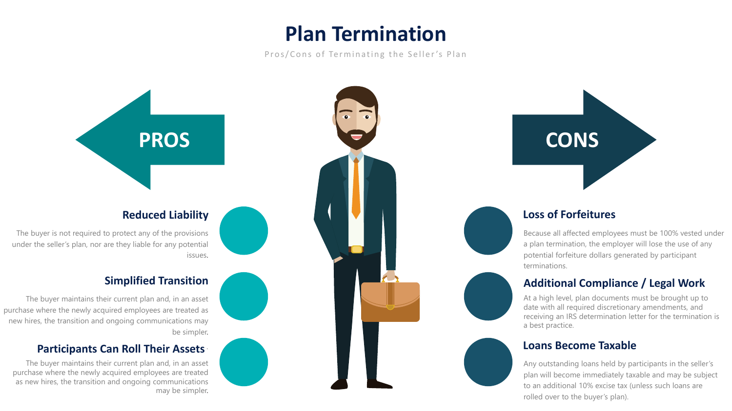# Plan Termination

Pros/Cons of Terminating the Seller's Plan

## PROS

### Reduced Liability

The buyer is not required to protect any of the provisions under the seller's plan, nor are they liable for any potential issues.

### Simplified Transition

The buyer maintains their current plan and, in an asset purchase where the newly acquired employees are treated as new hires, the transition and ongoing communications may be simpler.

### Participants Can Roll Their Assets

The buyer maintains their current plan and, in an asset purchase where the newly acquired employees are treated as new hires, the transition and ongoing communications may be simpler.

## CONS

### Loss of Forfeitures

Because all affected employees must be 100% vested under a plan termination, the employer will lose the use of any potential forfeiture dollars generated by participant terminations.

### Additional Compliance / Legal Work

At a high level, plan documents must be brought up to date with all required discretionary amendments, and receiving an IRS determination letter for the termination is a best practice.

### Loans Become Taxable

Any outstanding loans held by participants in the seller's plan will become immediately taxable and may be subject to an additional 10% excise tax (unless such loans are rolled over to the buyer's plan).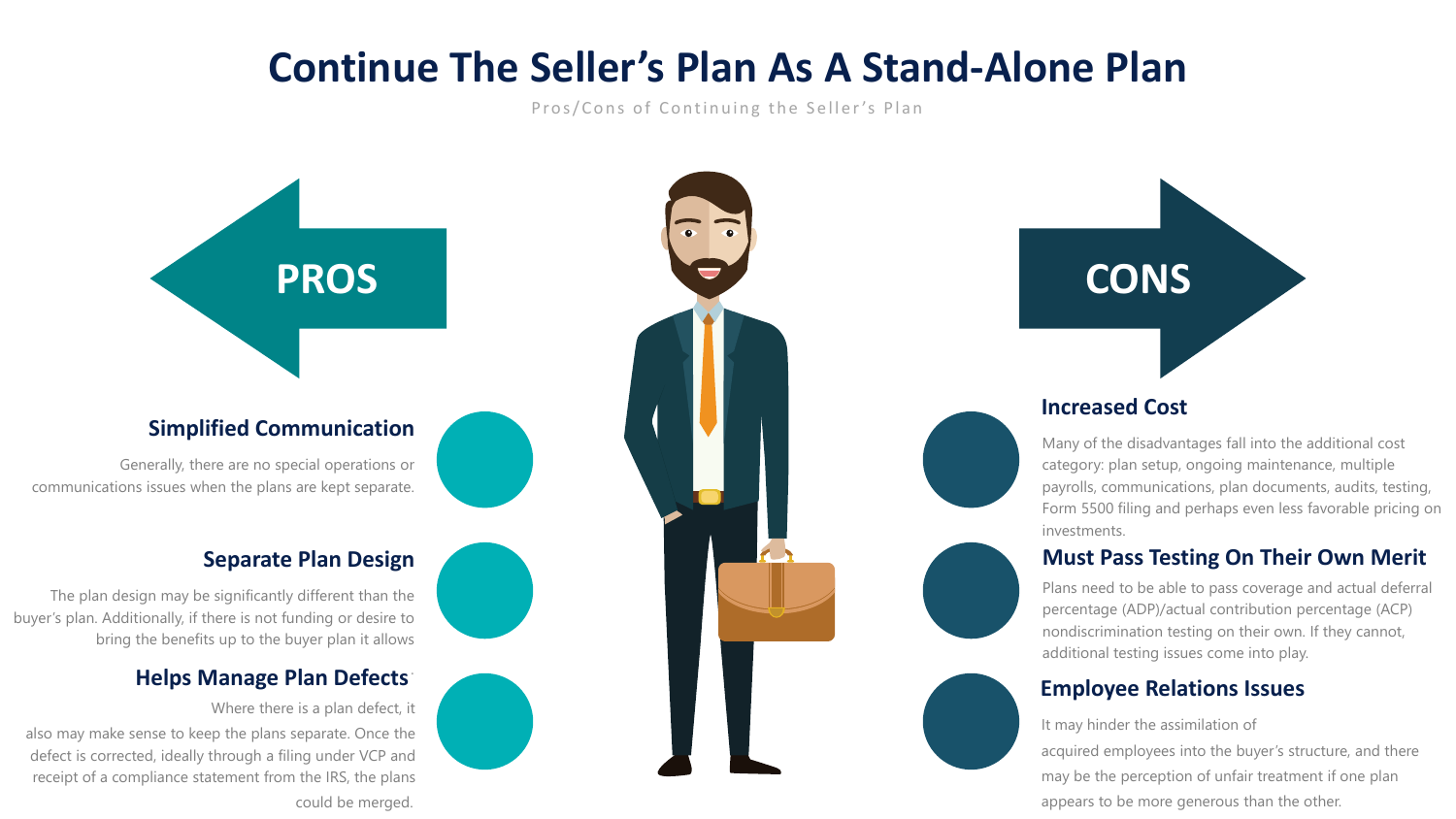# Continue The Seller's Plan As A Stand-Alone Plan

Pros/Cons of Continuing the Seller's Plan

## PROS

### Simplified Communication

Generally, there are no special operations or communications issues when the plans are kept separate.

### Separate Plan Design

The plan design may be significantly different than the buyer's plan. Additionally, if there is not funding or desire to bring the benefits up to the buyer plan it allows

### Helps Manage Plan Defects

Where there is a plan defect, it also may make sense to keep the plans separate. Once the defect is corrected, ideally through a filing under VCP and receipt of a compliance statement from the IRS, the plans could be merged.

## CONS

### Increased Cost

Many of the disadvantages fall into the additional cost category: plan setup, ongoing maintenance, multiple payrolls, communications, plan documents, audits, testing, Form 5500 filing and perhaps even less favorable pricing on investments.

### Must Pass Testing On Their Own Merit

Plans need to be able to pass coverage and actual deferral percentage (ADP)/actual contribution percentage (ACP) nondiscrimination testing on their own. If they cannot, additional testing issues come into play.

### Employee Relations Issues

It may hinder the assimilation of acquired employees into the buyer's structure, and there may be the perception of unfair treatment if one plan appears to be more generous than the other.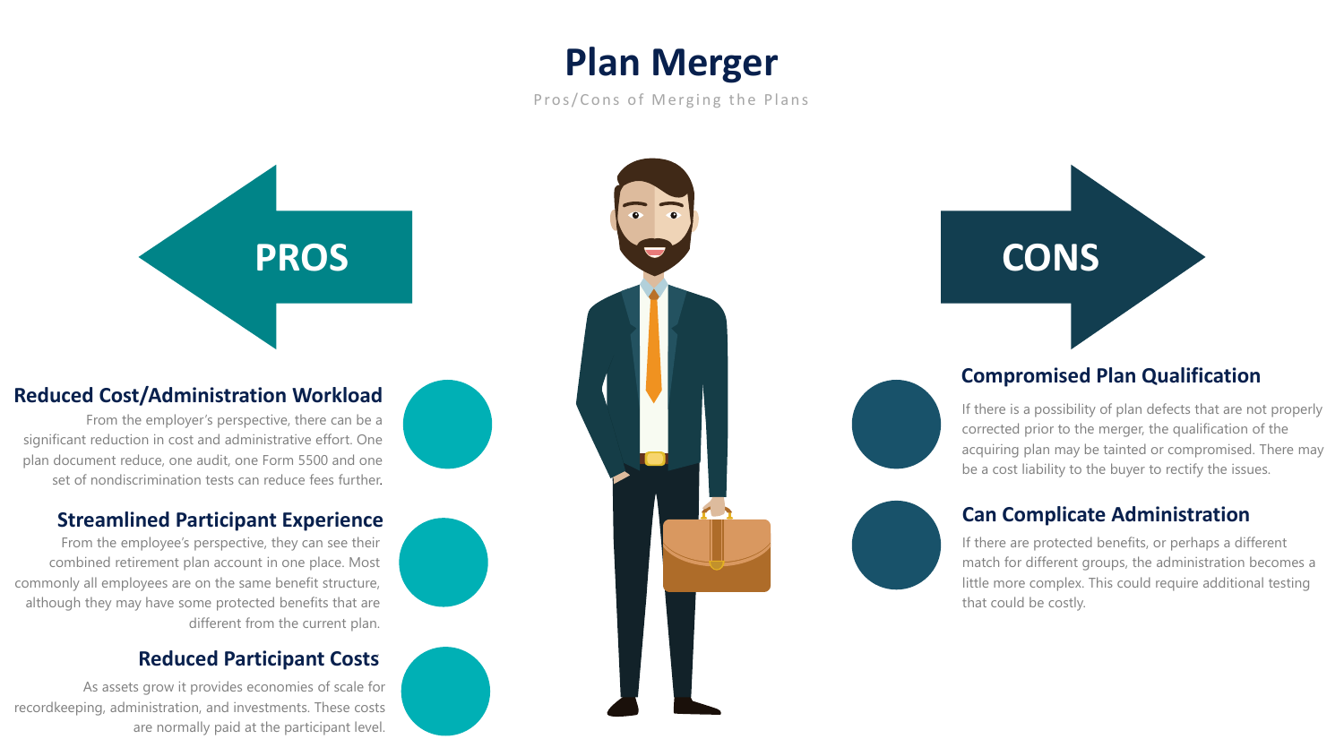# Plan Merger

Pros/Cons of Merging the Plans

## PROS

### Reduced Cost/Administration Workload

From the employer's perspective, there can be a significant reduction in cost and administrative effort. One plan document reduce, one audit, one Form 5500 and one set of nondiscrimination tests can reduce fees further.

### Streamlined Participant Experience

From the employee's perspective, they can see their combined retirement plan account in one place. Most commonly all employees are on the same benefit structure, although they may have some protected benefits that are different from the current plan.

### Reduced Participant Costs

As assets grow it provides economies of scale for recordkeeping, administration, and investments. These costs are normally paid at the participant level.

## CONS

### Compromised Plan Qualification

If there is a possibility of plan defects that are not properly corrected prior to the merger, the qualification of the acquiring plan may be tainted or compromised. There may be a cost liability to the buyer to rectify the issues.

### Can Complicate Administration

If there are protected benefits, or perhaps a different match for different groups, the administration becomes a little more complex. This could require additional testing that could be costly.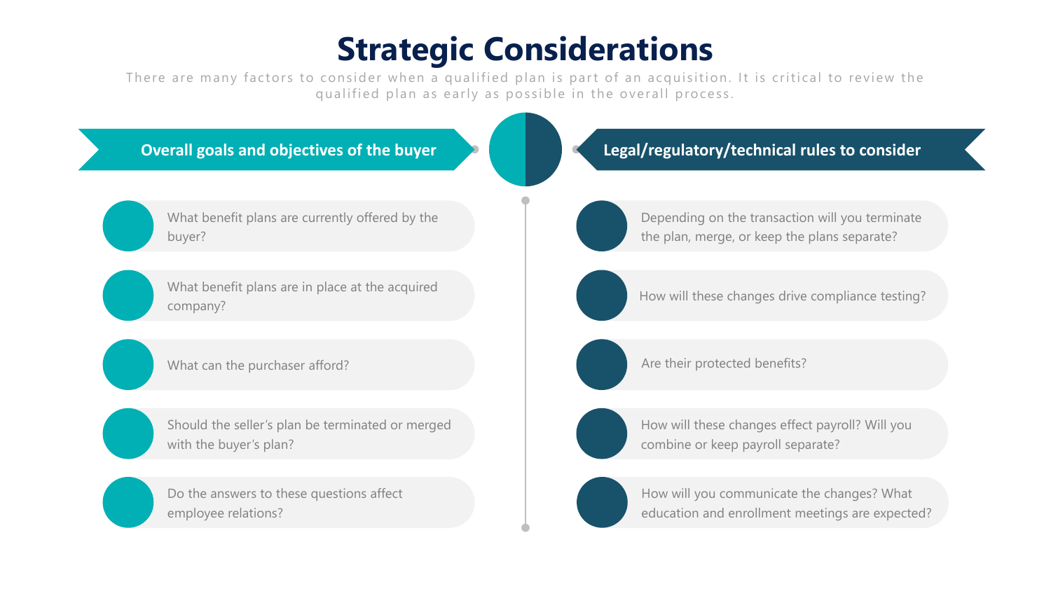# Strategic Considerations

There are many factors to consider when a qualified plan is part of an acquisition. It is critical to review the qualified plan as early as possible in the overall process.

## Overall goals and objectives of the buyer

- What benefit plans are currently offered by the buyer?
- What benefit plans are in place at the acquired company?
- What can the purchaser afford?
- Should the seller's plan be terminated or merged with the buyer's plan?
- Do the answers to these questions affect employee relations?

## Legal/regulatory/technical rules to consider

- Depending on the transaction will you terminate the plan, merge, or keep the plans separate?
- How will these changes drive compliance testing?
- Are their protected benefits?
- How will these changes effect payroll? Will you combine or keep payroll separate?
- How will you communicate the changes? What education and enrollment meetings are expected?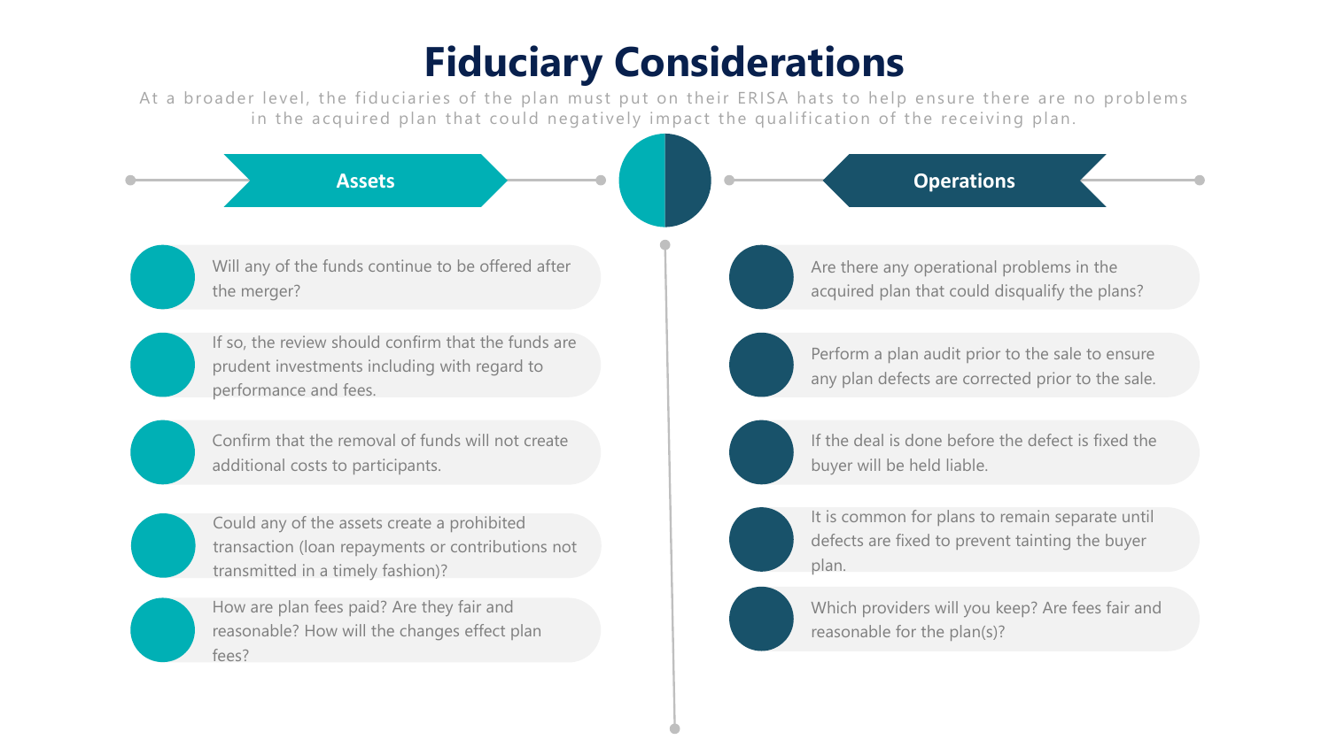# Fiduciary Considerations

At a broader level, the fiduciaries of the plan must put on their ERISA hats to help ensure there are no problems in the acquired plan that could negatively impact the qualification of the receiving plan.

## Assets

- Will any of the funds continue to be offered after the merger?
- If so, the review should confirm that the funds are prudent investments including with regard to performance and fees.
- Confirm that the removal of funds will not create additional costs to participants.
- Could any of the assets create a prohibited transaction (loan repayments or contributions not transmitted in a timely fashion)?
- How are plan fees paid? Are they fair and reasonable? How will the changes effect plan fees?

## Operations

- Are there any operational problems in the acquired plan that could disqualify the plans?
- Perform a plan audit prior to the sale to ensure any plan defects are corrected prior to the sale.
- If the deal is done before the defect is fixed the buyer will be held liable.
- It is common for plans to remain separate until defects are fixed to prevent tainting the buyer plan.
- Which providers will you keep? Are fees fair and reasonable for the plan(s)?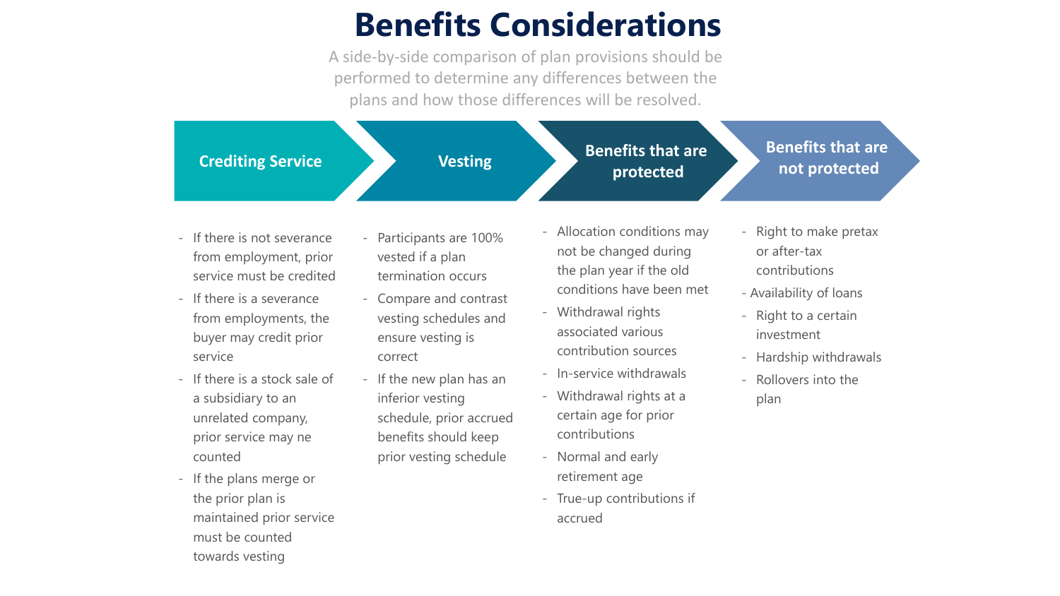# Benefits Considerations

A side-by-side comparison of plan provisions should be performed to determine any differences between the plans and how those differences will be resolved.

## Crediting Service

- If there is not severance from employment, prior service must be credited
- If there is a severance from employments, the buyer may credit prior service
- If there is a stock sale of a subsidiary to an unrelated company, prior service may ne counted
- If the plans merge or the prior plan is maintained prior service must be counted towards vesting

## Vesting

- Participants are 100% vested if a plan termination occurs
- Compare and contrast vesting schedules and ensure vesting is correct
- If the new plan has an inferior vesting schedule, prior accrued benefits should keep prior vesting schedule

## Benefits that are protected

- Allocation conditions may not be changed during the plan year if the old conditions have been met
- Withdrawal rights associated various contribution sources
- In-service withdrawals
- Withdrawal rights at a certain age for prior contributions
- Normal and early retirement age
- True-up contributions if accrued

## Benefits that are not protected

- Right to make pretax or after-tax contributions
- Availability of loans
- Right to a certain investment
- Hardship withdrawals
- Rollovers into the plan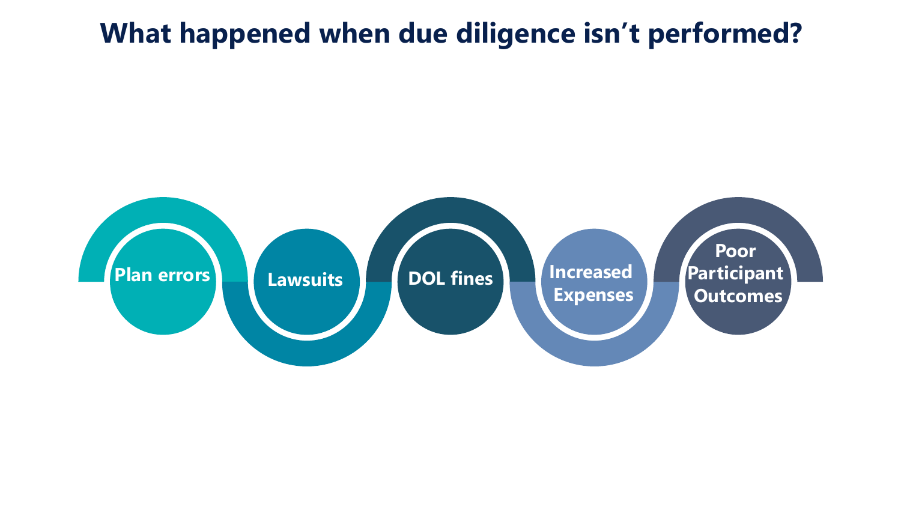# What happened when due diligence isn’t performed?

Plan errors

Lawsuits

DOL fines

Increased Expenses

Poor Participant Outcomes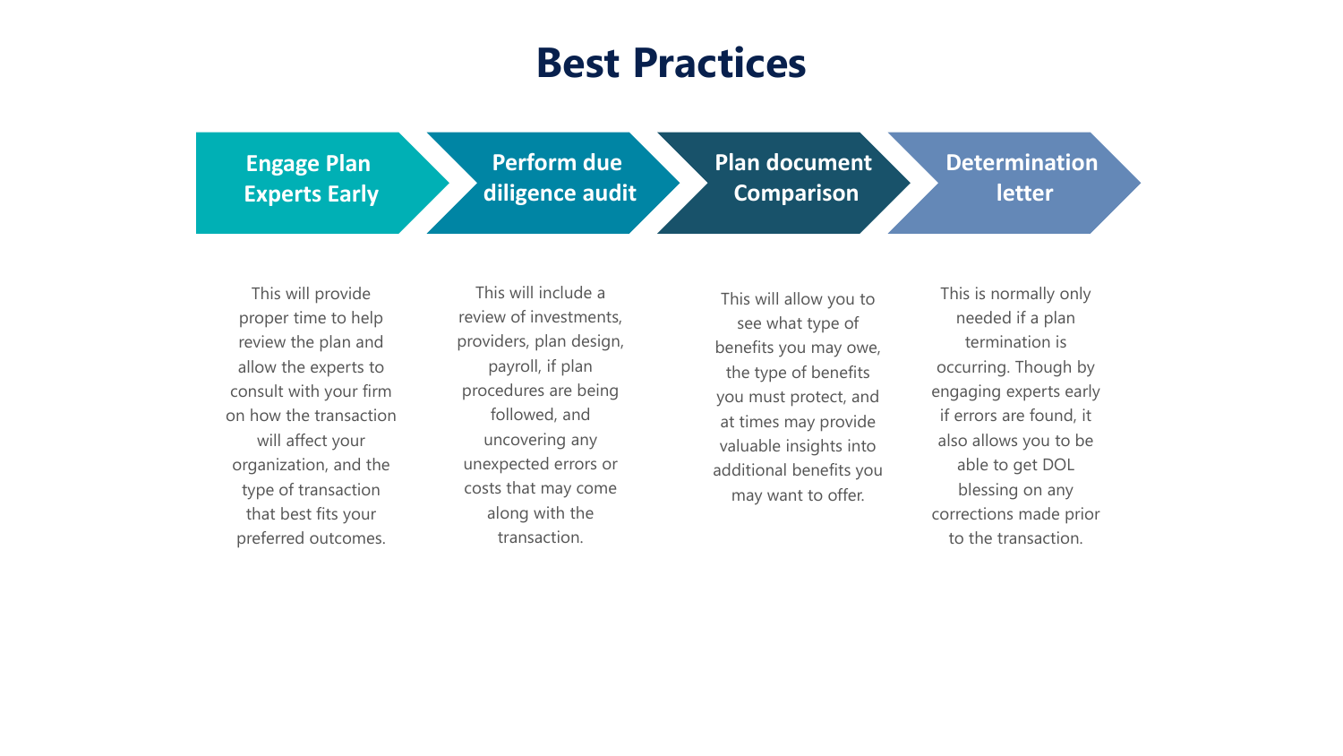# Best Practices

## Engage Plan Experts Early

This will provide proper time to help review the plan and allow the experts to consult with your firm on how the transaction will affect your organization, and the type of transaction that best fits your preferred outcomes.

## Perform due diligence audit

This will include a review of investments, providers, plan design, payroll, if plan procedures are being followed, and uncovering any unexpected errors or costs that may come along with the transaction.

## Plan document Comparison

This will allow you to see what type of benefits you may owe, the type of benefits you must protect, and at times may provide valuable insights into additional benefits you may want to offer.

## Determination letter

This is normally only needed if a plan termination is occurring. Though by engaging experts early if errors are found, it also allows you to be able to get DOL blessing on any corrections made prior to the transaction.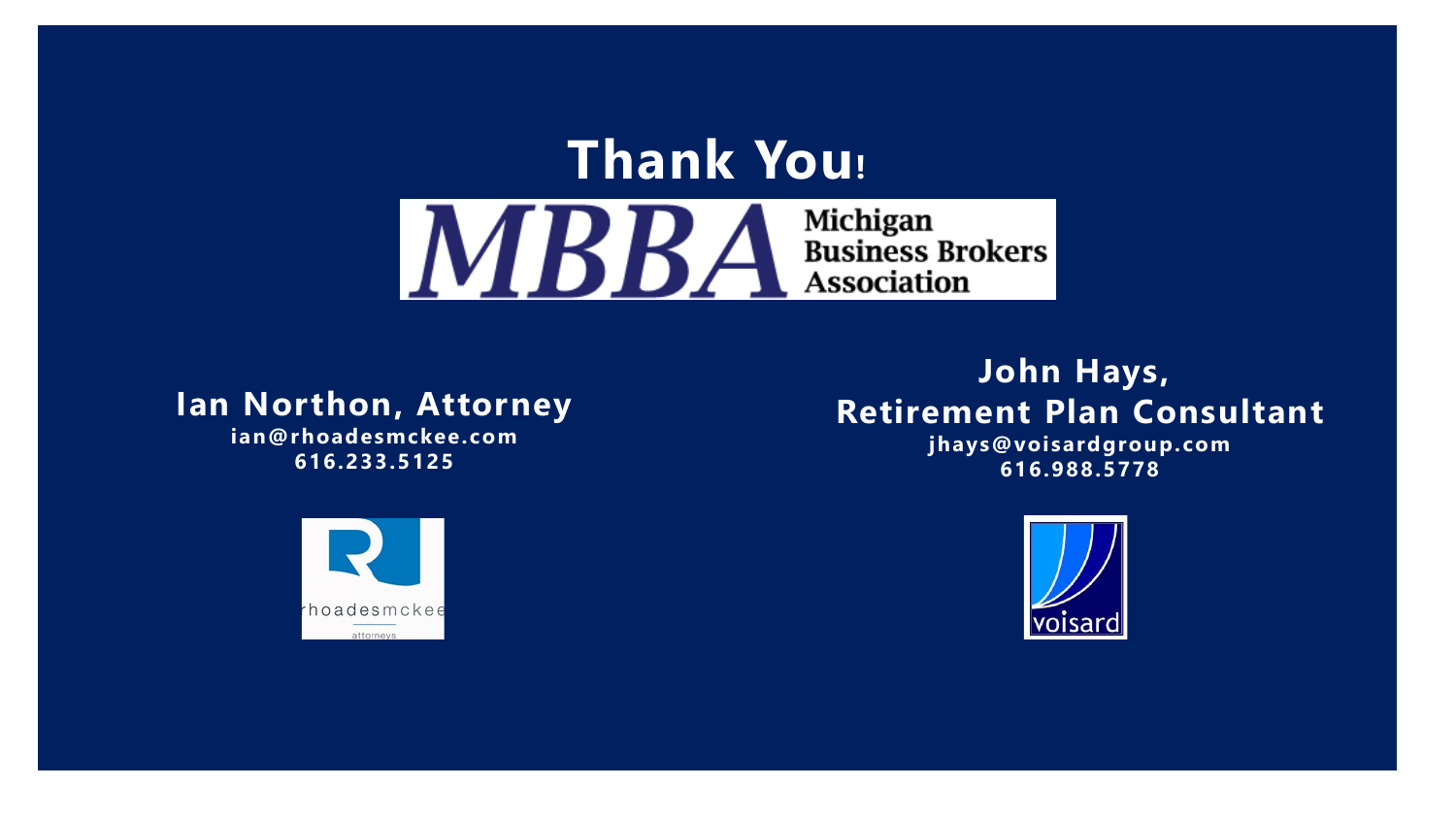# Thank You!

Michigan Business Brokers Association

**Ian Northon, Attorney**
**ian@rhoadesmckee.com**
**616.233.5125**

**John Hays,**
**Retirement Plan Consultant**
**jhays@voisardgroup.com**
**616.988.5778**